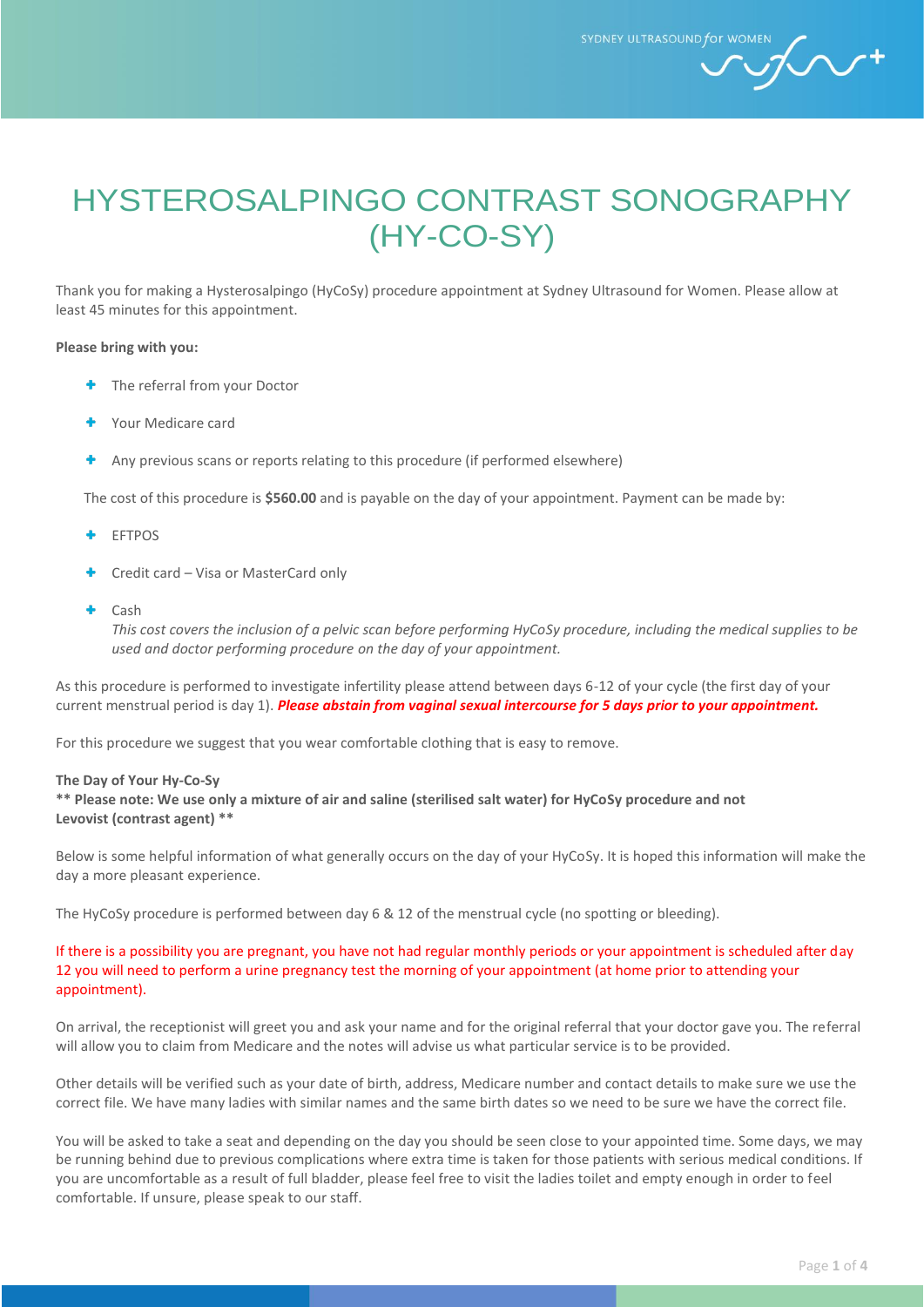# HYSTEROSALPINGO CONTRAST SONOGRAPHY (HY-CO-SY)

Thank you for making a Hysterosalpingo (HyCoSy) procedure appointment at Sydney Ultrasound for Women. Please allow at least 45 minutes for this appointment.

**Please bring with you:**

- The referral from your Doctor
- Your Medicare card
- Any previous scans or reports relating to this procedure (if performed elsewhere)

The cost of this procedure is **$560.00** and is payable on the day of your appointment. Payment can be made by:

- EFTPOS
- Credit card – Visa or MasterCard only
- Cash
  *This cost covers the inclusion of a pelvic scan before performing HyCoSy procedure, including the medical supplies to be used and doctor performing procedure on the day of your appointment.*

As this procedure is performed to investigate infertility please attend between days 6-12 of your cycle (the first day of your current menstrual period is day 1). ***Please abstain from vaginal sexual intercourse for 5 days prior to your appointment.***

For this procedure we suggest that you wear comfortable clothing that is easy to remove.

**The Day of Your Hy-Co-Sy**
**** Please note: We use only a mixture of air and saline (sterilised salt water) for HyCoSy procedure and not Levovist (contrast agent) ****

Below is some helpful information of what generally occurs on the day of your HyCoSy. It is hoped this information will make the day a more pleasant experience.

The HyCoSy procedure is performed between day 6 & 12 of the menstrual cycle (no spotting or bleeding).

If there is a possibility you are pregnant, you have not had regular monthly periods or your appointment is scheduled after day 12 you will need to perform a urine pregnancy test the morning of your appointment (at home prior to attending your appointment).

On arrival, the receptionist will greet you and ask your name and for the original referral that your doctor gave you. The referral will allow you to claim from Medicare and the notes will advise us what particular service is to be provided.

Other details will be verified such as your date of birth, address, Medicare number and contact details to make sure we use the correct file. We have many ladies with similar names and the same birth dates so we need to be sure we have the correct file.

You will be asked to take a seat and depending on the day you should be seen close to your appointed time. Some days, we may be running behind due to previous complications where extra time is taken for those patients with serious medical conditions. If you are uncomfortable as a result of full bladder, please feel free to visit the ladies toilet and empty enough in order to feel comfortable. If unsure, please speak to our staff.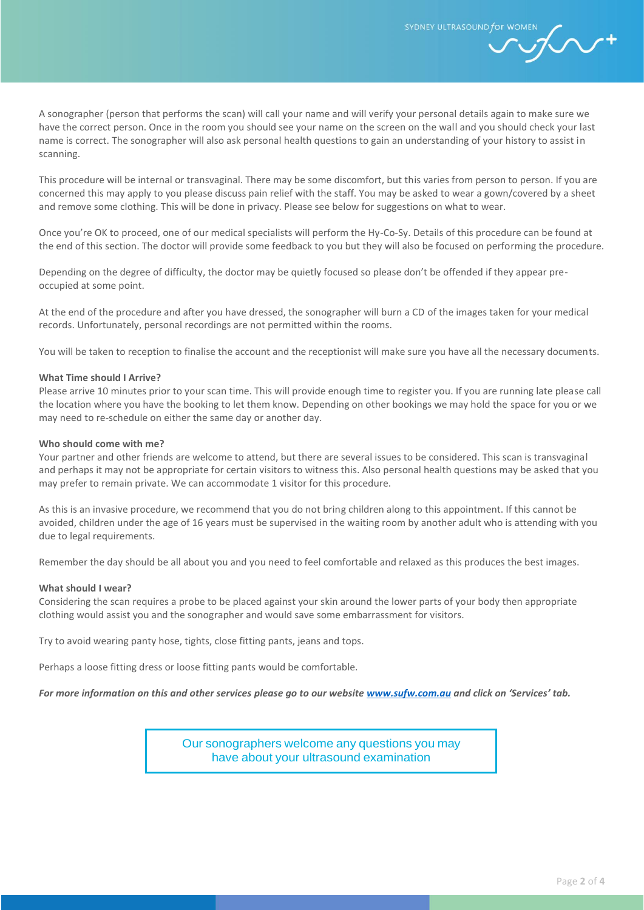A sonographer (person that performs the scan) will call your name and will verify your personal details again to make sure we have the correct person. Once in the room you should see your name on the screen on the wall and you should check your last name is correct. The sonographer will also ask personal health questions to gain an understanding of your history to assist in scanning.

This procedure will be internal or transvaginal. There may be some discomfort, but this varies from person to person. If you are concerned this may apply to you please discuss pain relief with the staff. You may be asked to wear a gown/covered by a sheet and remove some clothing. This will be done in privacy. Please see below for suggestions on what to wear.

Once you're OK to proceed, one of our medical specialists will perform the Hy-Co-Sy. Details of this procedure can be found at the end of this section. The doctor will provide some feedback to you but they will also be focused on performing the procedure.

Depending on the degree of difficulty, the doctor may be quietly focused so please don't be offended if they appear pre-occupied at some point.

At the end of the procedure and after you have dressed, the sonographer will burn a CD of the images taken for your medical records. Unfortunately, personal recordings are not permitted within the rooms.

You will be taken to reception to finalise the account and the receptionist will make sure you have all the necessary documents.

**What Time should I Arrive?**
Please arrive 10 minutes prior to your scan time. This will provide enough time to register you. If you are running late please call the location where you have the booking to let them know. Depending on other bookings we may hold the space for you or we may need to re-schedule on either the same day or another day.

**Who should come with me?**
Your partner and other friends are welcome to attend, but there are several issues to be considered. This scan is transvaginal and perhaps it may not be appropriate for certain visitors to witness this. Also personal health questions may be asked that you may prefer to remain private. We can accommodate 1 visitor for this procedure.

As this is an invasive procedure, we recommend that you do not bring children along to this appointment. If this cannot be avoided, children under the age of 16 years must be supervised in the waiting room by another adult who is attending with you due to legal requirements.

Remember the day should be all about you and you need to feel comfortable and relaxed as this produces the best images.

**What should I wear?**
Considering the scan requires a probe to be placed against your skin around the lower parts of your body then appropriate clothing would assist you and the sonographer and would save some embarrassment for visitors.

Try to avoid wearing panty hose, tights, close fitting pants, jeans and tops.

Perhaps a loose fitting dress or loose fitting pants would be comfortable.

***For more information on this and other services please go to our website [www.sufw.com.au](http://www.sufw.com.au) and click on 'Services' tab.***

Our sonographers welcome any questions you may have about your ultrasound examination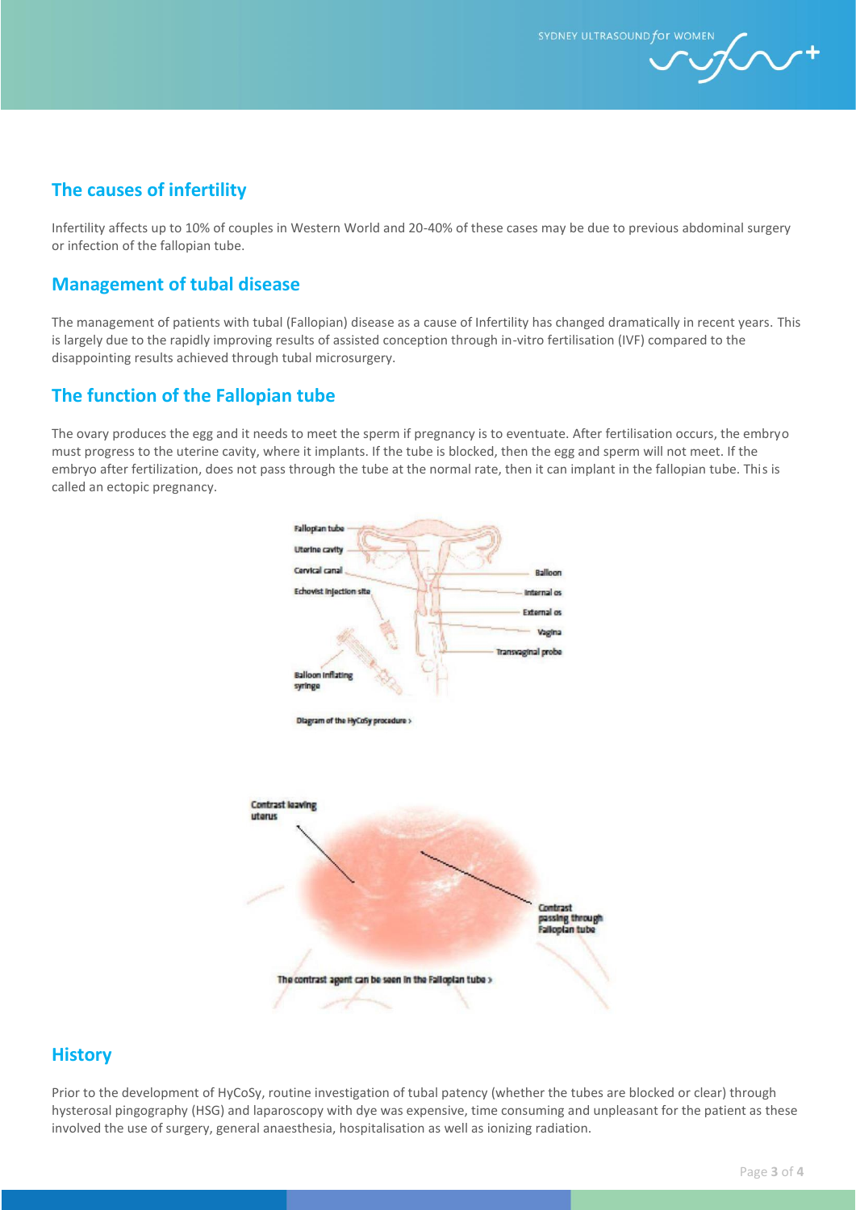## The causes of infertility

Infertility affects up to 10% of couples in Western World and 20-40% of these cases may be due to previous abdominal surgery or infection of the fallopian tube.

## Management of tubal disease

The management of patients with tubal (Fallopian) disease as a cause of Infertility has changed dramatically in recent years. This is largely due to the rapidly improving results of assisted conception through in-vitro fertilisation (IVF) compared to the disappointing results achieved through tubal microsurgery.

## The function of the Fallopian tube

The ovary produces the egg and it needs to meet the sperm if pregnancy is to eventuate. After fertilisation occurs, the embryo must progress to the uterine cavity, where it implants. If the tube is blocked, then the egg and sperm will not meet. If the embryo after fertilization, does not pass through the tube at the normal rate, then it can implant in the fallopian tube. This is called an ectopic pregnancy.

Fallopian tube
Uterine cavity
Cervical canal
Echovist injection site
Balloon inflating syringe
Balloon
Internal os
External os
Vagina
Transvaginal probe

Diagram of the HyCoSy procedure ›

Contrast leaving uterus

Contrast passing through Fallopian tube

The contrast agent can be seen in the Fallopian tube ›

## History

Prior to the development of HyCoSy, routine investigation of tubal patency (whether the tubes are blocked or clear) through hysterosal pingography (HSG) and laparoscopy with dye was expensive, time consuming and unpleasant for the patient as these involved the use of surgery, general anaesthesia, hospitalisation as well as ionizing radiation.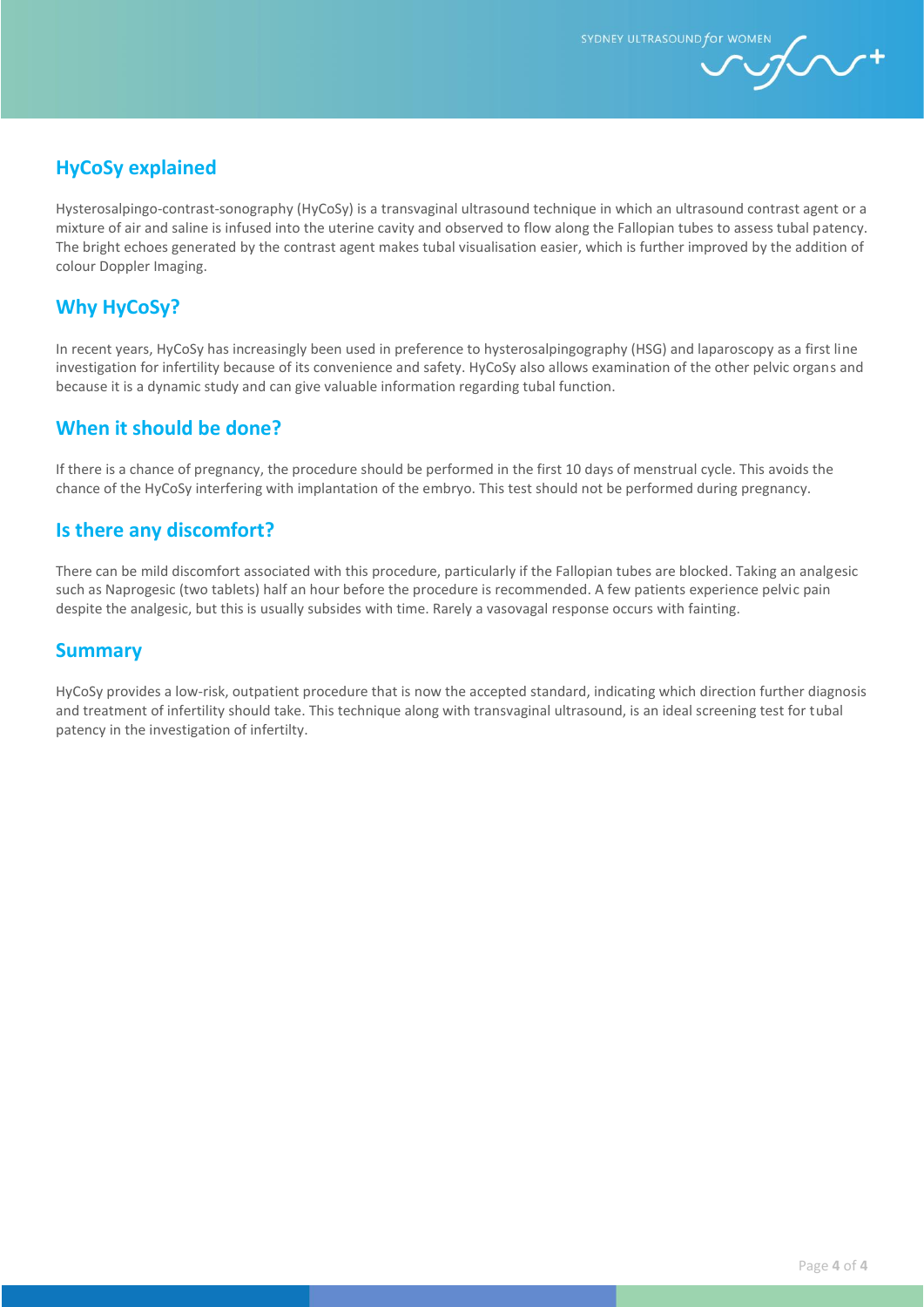## HyCoSy explained

Hysterosalpingo-contrast-sonography (HyCoSy) is a transvaginal ultrasound technique in which an ultrasound contrast agent or a mixture of air and saline is infused into the uterine cavity and observed to flow along the Fallopian tubes to assess tubal patency. The bright echoes generated by the contrast agent makes tubal visualisation easier, which is further improved by the addition of colour Doppler Imaging.

## Why HyCoSy?

In recent years, HyCoSy has increasingly been used in preference to hysterosalpingography (HSG) and laparoscopy as a first line investigation for infertility because of its convenience and safety. HyCoSy also allows examination of the other pelvic organs and because it is a dynamic study and can give valuable information regarding tubal function.

## When it should be done?

If there is a chance of pregnancy, the procedure should be performed in the first 10 days of menstrual cycle. This avoids the chance of the HyCoSy interfering with implantation of the embryo. This test should not be performed during pregnancy.

## Is there any discomfort?

There can be mild discomfort associated with this procedure, particularly if the Fallopian tubes are blocked. Taking an analgesic such as Naprogesic (two tablets) half an hour before the procedure is recommended. A few patients experience pelvic pain despite the analgesic, but this is usually subsides with time. Rarely a vasovagal response occurs with fainting.

## Summary

HyCoSy provides a low-risk, outpatient procedure that is now the accepted standard, indicating which direction further diagnosis and treatment of infertility should take. This technique along with transvaginal ultrasound, is an ideal screening test for tubal patency in the investigation of infertilty.